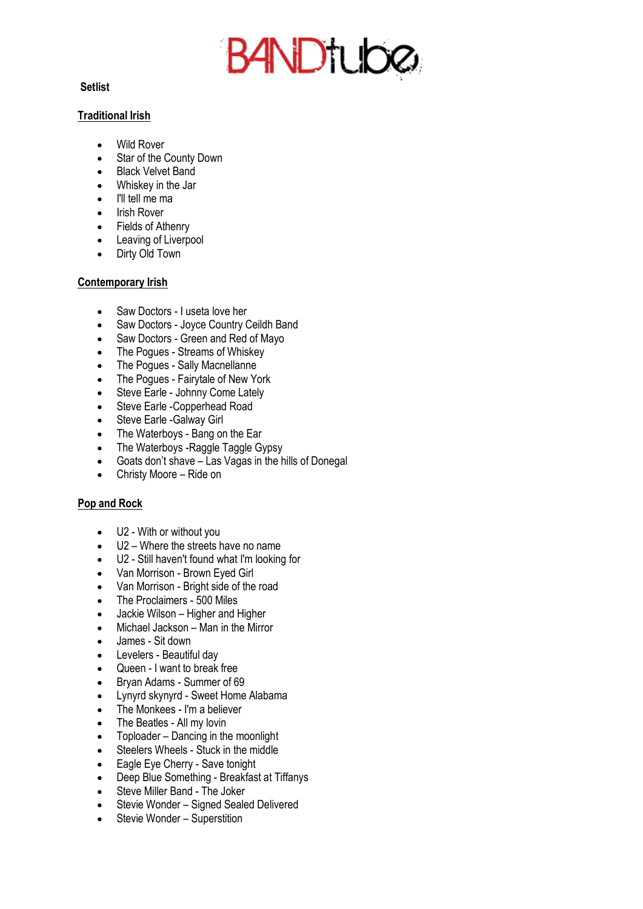BANDtube

**Setlist**

## Traditional Irish

- Wild Rover
- Star of the County Down
- Black Velvet Band
- Whiskey in the Jar
- I'll tell me ma
- Irish Rover
- Fields of Athenry
- Leaving of Liverpool
- Dirty Old Town

## Contemporary Irish

- Saw Doctors - I useta love her
- Saw Doctors - Joyce Country Ceildh Band
- Saw Doctors - Green and Red of Mayo
- The Pogues - Streams of Whiskey
- The Pogues - Sally Macnellanne
- The Pogues - Fairytale of New York
- Steve Earle - Johnny Come Lately
- Steve Earle -Copperhead Road
- Steve Earle -Galway Girl
- The Waterboys - Bang on the Ear
- The Waterboys -Raggle Taggle Gypsy
- Goats don't shave – Las Vagas in the hills of Donegal
- Christy Moore – Ride on

## Pop and Rock

- U2 - With or without you
- U2 – Where the streets have no name
- U2 - Still haven't found what I'm looking for
- Van Morrison - Brown Eyed Girl
- Van Morrison - Bright side of the road
- The Proclaimers - 500 Miles
- Jackie Wilson – Higher and Higher
- Michael Jackson – Man in the Mirror
- James - Sit down
- Levelers - Beautiful day
- Queen - I want to break free
- Bryan Adams - Summer of 69
- Lynyrd skynyrd - Sweet Home Alabama
- The Monkees - I'm a believer
- The Beatles - All my lovin
- Toploader – Dancing in the moonlight
- Steelers Wheels - Stuck in the middle
- Eagle Eye Cherry - Save tonight
- Deep Blue Something - Breakfast at Tiffanys
- Steve Miller Band - The Joker
- Stevie Wonder – Signed Sealed Delivered
- Stevie Wonder – Superstition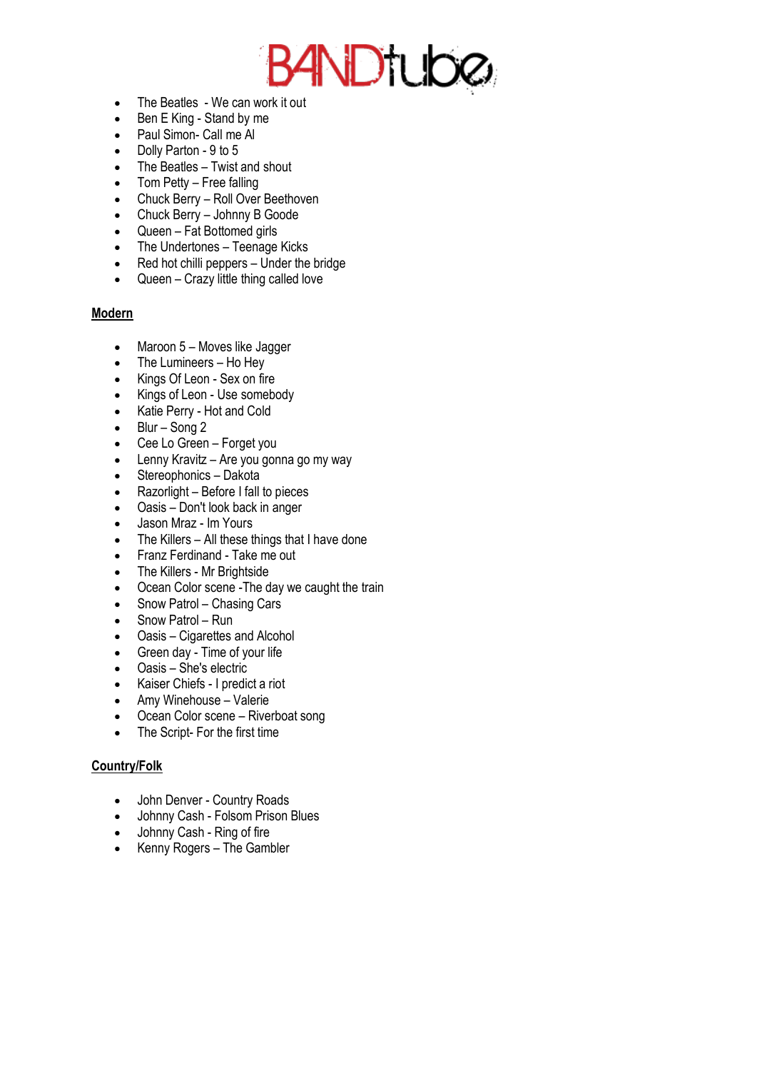- The Beatles  - We can work it out
- Ben E King - Stand by me
- Paul Simon- Call me Al
- Dolly Parton - 9 to 5
- The Beatles – Twist and shout
- Tom Petty – Free falling
- Chuck Berry – Roll Over Beethoven
- Chuck Berry – Johnny B Goode
- Queen – Fat Bottomed girls
- The Undertones – Teenage Kicks
- Red hot chilli peppers – Under the bridge
- Queen – Crazy little thing called love

**Modern**

- Maroon 5 – Moves like Jagger
- The Lumineers – Ho Hey
- Kings Of Leon - Sex on fire
- Kings of Leon - Use somebody
- Katie Perry - Hot and Cold
- Blur – Song 2
- Cee Lo Green – Forget you
- Lenny Kravitz – Are you gonna go my way
- Stereophonics – Dakota
- Razorlight – Before I fall to pieces
- Oasis – Don't look back in anger
- Jason Mraz - Im Yours
- The Killers – All these things that I have done
- Franz Ferdinand - Take me out
- The Killers - Mr Brightside
- Ocean Color scene -The day we caught the train
- Snow Patrol – Chasing Cars
- Snow Patrol – Run
- Oasis – Cigarettes and Alcohol
- Green day - Time of your life
- Oasis – She's electric
- Kaiser Chiefs - I predict a riot
- Amy Winehouse – Valerie
- Ocean Color scene – Riverboat song
- The Script- For the first time

**Country/Folk**

- John Denver - Country Roads
- Johnny Cash - Folsom Prison Blues
- Johnny Cash - Ring of fire
- Kenny Rogers – The Gambler